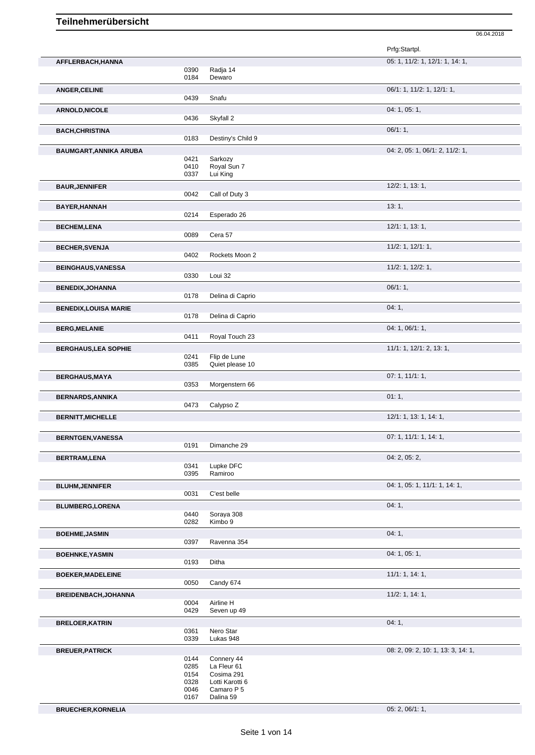# Teilnehmerübersicht

06.04.2018

| | | | Prfg:Startpl. |
|---|---|---|---|
| **AFFLERBACH,HANNA** | | | 05: 1, 11/2: 1, 12/1: 1, 14: 1, |
| | 0390 | Radja 14 | |
| | 0184 | Dewaro | |
| **ANGER,CELINE** | | | 06/1: 1, 11/2: 1, 12/1: 1, |
| | 0439 | Snafu | |
| **ARNOLD,NICOLE** | | | 04: 1, 05: 1, |
| | 0436 | Skyfall 2 | |
| **BACH,CHRISTINA** | | | 06/1: 1, |
| | 0183 | Destiny's Child 9 | |
| **BAUMGART,ANNIKA ARUBA** | | | 04: 2, 05: 1, 06/1: 2, 11/2: 1, |
| | 0421 | Sarkozy | |
| | 0410 | Royal Sun 7 | |
| | 0337 | Lui King | |
| **BAUR,JENNIFER** | | | 12/2: 1, 13: 1, |
| | 0042 | Call of Duty 3 | |
| **BAYER,HANNAH** | | | 13: 1, |
| | 0214 | Esperado 26 | |
| **BECHEM,LENA** | | | 12/1: 1, 13: 1, |
| | 0089 | Cera 57 | |
| **BECHER,SVENJA** | | | 11/2: 1, 12/1: 1, |
| | 0402 | Rockets Moon 2 | |
| **BEINGHAUS,VANESSA** | | | 11/2: 1, 12/2: 1, |
| | 0330 | Loui 32 | |
| **BENEDIX,JOHANNA** | | | 06/1: 1, |
| | 0178 | Delina di Caprio | |
| **BENEDIX,LOUISA MARIE** | | | 04: 1, |
| | 0178 | Delina di Caprio | |
| **BERG,MELANIE** | | | 04: 1, 06/1: 1, |
| | 0411 | Royal Touch 23 | |
| **BERGHAUS,LEA SOPHIE** | | | 11/1: 1, 12/1: 2, 13: 1, |
| | 0241 | Flip de Lune | |
| | 0385 | Quiet please 10 | |
| **BERGHAUS,MAYA** | | | 07: 1, 11/1: 1, |
| | 0353 | Morgenstern 66 | |
| **BERNARDS,ANNIKA** | | | 01: 1, |
| | 0473 | Calypso Z | |
| **BERNITT,MICHELLE** | | | 12/1: 1, 13: 1, 14: 1, |
| **BERNTGEN,VANESSA** | | | 07: 1, 11/1: 1, 14: 1, |
| | 0191 | Dimanche 29 | |
| **BERTRAM,LENA** | | | 04: 2, 05: 2, |
| | 0341 | Lupke DFC | |
| | 0395 | Ramiroo | |
| **BLUHM,JENNIFER** | | | 04: 1, 05: 1, 11/1: 1, 14: 1, |
| | 0031 | C'est belle | |
| **BLUMBERG,LORENA** | | | 04: 1, |
| | 0440 | Soraya 308 | |
| | 0282 | Kimbo 9 | |
| **BOEHME,JASMIN** | | | 04: 1, |
| | 0397 | Ravenna 354 | |
| **BOEHNKE,YASMIN** | | | 04: 1, 05: 1, |
| | 0193 | Ditha | |
| **BOEKER,MADELEINE** | | | 11/1: 1, 14: 1, |
| | 0050 | Candy 674 | |
| **BREIDENBACH,JOHANNA** | | | 11/2: 1, 14: 1, |
| | 0004 | Airline H | |
| | 0429 | Seven up 49 | |
| **BRELOER,KATRIN** | | | 04: 1, |
| | 0361 | Nero Star | |
| | 0339 | Lukas 948 | |
| **BREUER,PATRICK** | | | 08: 2, 09: 2, 10: 1, 13: 3, 14: 1, |
| | 0144 | Connery 44 | |
| | 0285 | La Fleur 61 | |
| | 0154 | Cosima 291 | |
| | 0328 | Lotti Karotti 6 | |
| | 0046 | Camaro P 5 | |
| | 0167 | Dalina 59 | |
| **BRUECHER,KORNELIA** | | | 05: 2, 06/1: 1, |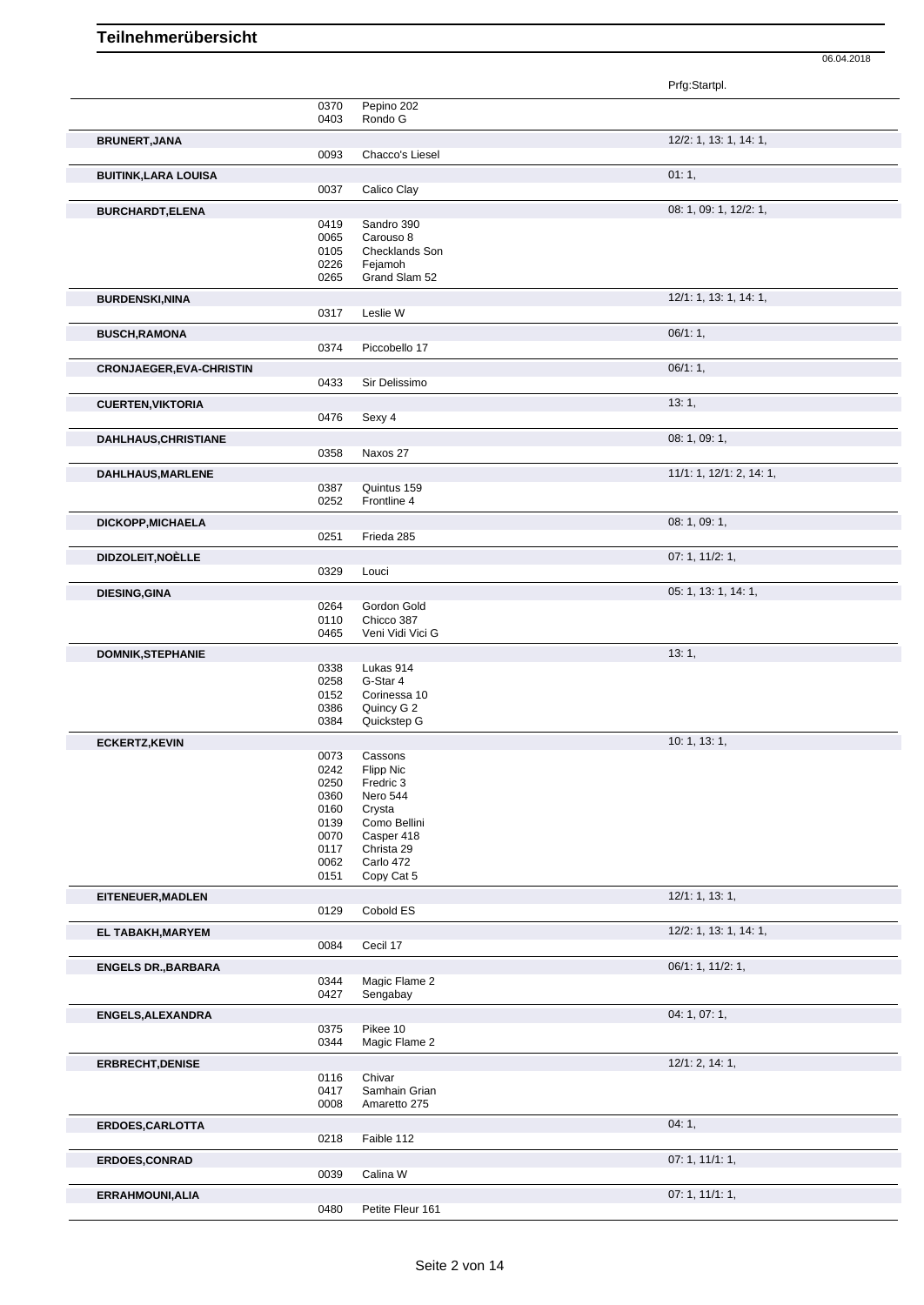# Teilnehmerübersicht

06.04.2018

| Teilnehmer | Nr. | Pferd | Prfg:Startpl. |
|---|---|---|---|
| | 0370 | Pepino 202 | |
| | 0403 | Rondo G | |
| **BRUNERT,JANA** | | | 12/2: 1, 13: 1, 14: 1, |
| | 0093 | Chacco's Liesel | |
| **BUITINK,LARA LOUISA** | | | 01: 1, |
| | 0037 | Calico Clay | |
| **BURCHARDT,ELENA** | | | 08: 1, 09: 1, 12/2: 1, |
| | 0419 | Sandro 390 | |
| | 0065 | Carouso 8 | |
| | 0105 | Checklands Son | |
| | 0226 | Fejamoh | |
| | 0265 | Grand Slam 52 | |
| **BURDENSKI,NINA** | | | 12/1: 1, 13: 1, 14: 1, |
| | 0317 | Leslie W | |
| **BUSCH,RAMONA** | | | 06/1: 1, |
| | 0374 | Piccobello 17 | |
| **CRONJAEGER,EVA-CHRISTIN** | | | 06/1: 1, |
| | 0433 | Sir Delissimo | |
| **CUERTEN,VIKTORIA** | | | 13: 1, |
| | 0476 | Sexy 4 | |
| **DAHLHAUS,CHRISTIANE** | | | 08: 1, 09: 1, |
| | 0358 | Naxos 27 | |
| **DAHLHAUS,MARLENE** | | | 11/1: 1, 12/1: 2, 14: 1, |
| | 0387 | Quintus 159 | |
| | 0252 | Frontline 4 | |
| **DICKOPP,MICHAELA** | | | 08: 1, 09: 1, |
| | 0251 | Frieda 285 | |
| **DIDZOLEIT,NOÈLLE** | | | 07: 1, 11/2: 1, |
| | 0329 | Louci | |
| **DIESING,GINA** | | | 05: 1, 13: 1, 14: 1, |
| | 0264 | Gordon Gold | |
| | 0110 | Chicco 387 | |
| | 0465 | Veni Vidi Vici G | |
| **DOMNIK,STEPHANIE** | | | 13: 1, |
| | 0338 | Lukas 914 | |
| | 0258 | G-Star 4 | |
| | 0152 | Corinessa 10 | |
| | 0386 | Quincy G 2 | |
| | 0384 | Quickstep G | |
| **ECKERTZ,KEVIN** | | | 10: 1, 13: 1, |
| | 0073 | Cassons | |
| | 0242 | Flipp Nic | |
| | 0250 | Fredric 3 | |
| | 0360 | Nero 544 | |
| | 0160 | Crysta | |
| | 0139 | Como Bellini | |
| | 0070 | Casper 418 | |
| | 0117 | Christa 29 | |
| | 0062 | Carlo 472 | |
| | 0151 | Copy Cat 5 | |
| **EITENEUER,MADLEN** | | | 12/1: 1, 13: 1, |
| | 0129 | Cobold ES | |
| **EL TABAKH,MARYEM** | | | 12/2: 1, 13: 1, 14: 1, |
| | 0084 | Cecil 17 | |
| **ENGELS DR.,BARBARA** | | | 06/1: 1, 11/2: 1, |
| | 0344 | Magic Flame 2 | |
| | 0427 | Sengabay | |
| **ENGELS,ALEXANDRA** | | | 04: 1, 07: 1, |
| | 0375 | Pikee 10 | |
| | 0344 | Magic Flame 2 | |
| **ERBRECHT,DENISE** | | | 12/1: 2, 14: 1, |
| | 0116 | Chivar | |
| | 0417 | Samhain Grian | |
| | 0008 | Amaretto 275 | |
| **ERDOES,CARLOTTA** | | | 04: 1, |
| | 0218 | Faible 112 | |
| **ERDOES,CONRAD** | | | 07: 1, 11/1: 1, |
| | 0039 | Calina W | |
| **ERRAHMOUNI,ALIA** | | | 07: 1, 11/1: 1, |
| | 0480 | Petite Fleur 161 | |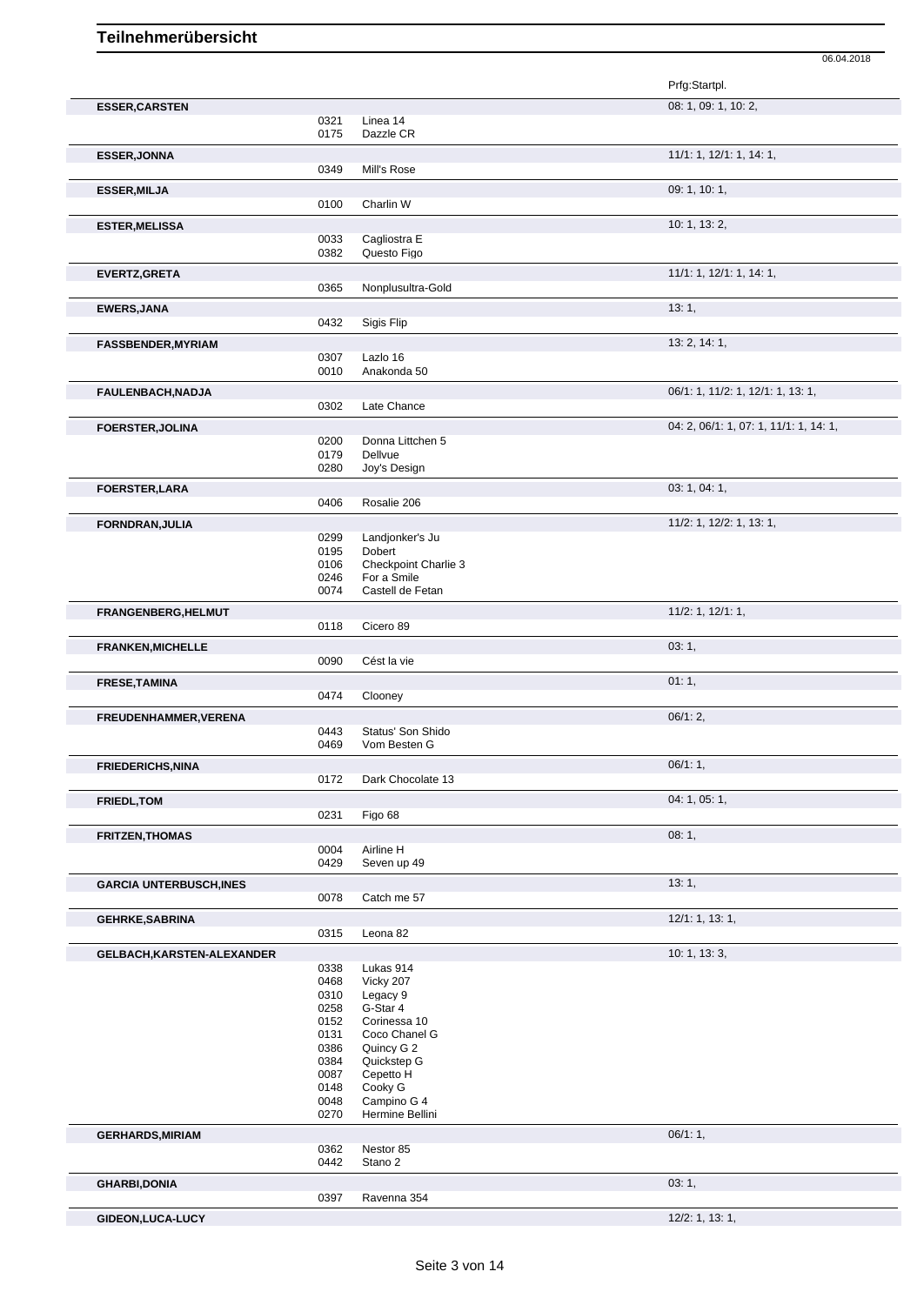# Teilnehmerübersicht

06.04.2018

| Teilnehmer | Nr. | Pferd | Prfg:Startpl. |
|---|---|---|---|
| **ESSER,CARSTEN** | | | 08: 1, 09: 1, 10: 2, |
| | 0321 | Linea 14 | |
| | 0175 | Dazzle CR | |
| **ESSER,JONNA** | | | 11/1: 1, 12/1: 1, 14: 1, |
| | 0349 | Mill's Rose | |
| **ESSER,MILJA** | | | 09: 1, 10: 1, |
| | 0100 | Charlin W | |
| **ESTER,MELISSA** | | | 10: 1, 13: 2, |
| | 0033 | Cagliostra E | |
| | 0382 | Questo Figo | |
| **EVERTZ,GRETA** | | | 11/1: 1, 12/1: 1, 14: 1, |
| | 0365 | Nonplusultra-Gold | |
| **EWERS,JANA** | | | 13: 1, |
| | 0432 | Sigis Flip | |
| **FASSBENDER,MYRIAM** | | | 13: 2, 14: 1, |
| | 0307 | Lazlo 16 | |
| | 0010 | Anakonda 50 | |
| **FAULENBACH,NADJA** | | | 06/1: 1, 11/2: 1, 12/1: 1, 13: 1, |
| | 0302 | Late Chance | |
| **FOERSTER,JOLINA** | | | 04: 2, 06/1: 1, 07: 1, 11/1: 1, 14: 1, |
| | 0200 | Donna Littchen 5 | |
| | 0179 | Dellvue | |
| | 0280 | Joy's Design | |
| **FOERSTER,LARA** | | | 03: 1, 04: 1, |
| | 0406 | Rosalie 206 | |
| **FORNDRAN,JULIA** | | | 11/2: 1, 12/2: 1, 13: 1, |
| | 0299 | Landjonker's Ju | |
| | 0195 | Dobert | |
| | 0106 | Checkpoint Charlie 3 | |
| | 0246 | For a Smile | |
| | 0074 | Castell de Fetan | |
| **FRANGENBERG,HELMUT** | | | 11/2: 1, 12/1: 1, |
| | 0118 | Cicero 89 | |
| **FRANKEN,MICHELLE** | | | 03: 1, |
| | 0090 | Cést la vie | |
| **FRESE,TAMINA** | | | 01: 1, |
| | 0474 | Clooney | |
| **FREUDENHAMMER,VERENA** | | | 06/1: 2, |
| | 0443 | Status' Son Shido | |
| | 0469 | Vom Besten G | |
| **FRIEDERICHS,NINA** | | | 06/1: 1, |
| | 0172 | Dark Chocolate 13 | |
| **FRIEDL,TOM** | | | 04: 1, 05: 1, |
| | 0231 | Figo 68 | |
| **FRITZEN,THOMAS** | | | 08: 1, |
| | 0004 | Airline H | |
| | 0429 | Seven up 49 | |
| **GARCIA UNTERBUSCH,INES** | | | 13: 1, |
| | 0078 | Catch me 57 | |
| **GEHRKE,SABRINA** | | | 12/1: 1, 13: 1, |
| | 0315 | Leona 82 | |
| **GELBACH,KARSTEN-ALEXANDER** | | | 10: 1, 13: 3, |
| | 0338 | Lukas 914 | |
| | 0468 | Vicky 207 | |
| | 0310 | Legacy 9 | |
| | 0258 | G-Star 4 | |
| | 0152 | Corinessa 10 | |
| | 0131 | Coco Chanel G | |
| | 0386 | Quincy G 2 | |
| | 0384 | Quickstep G | |
| | 0087 | Cepetto H | |
| | 0148 | Cooky G | |
| | 0048 | Campino G 4 | |
| | 0270 | Hermine Bellini | |
| **GERHARDS,MIRIAM** | | | 06/1: 1, |
| | 0362 | Nestor 85 | |
| | 0442 | Stano 2 | |
| **GHARBI,DONIA** | | | 03: 1, |
| | 0397 | Ravenna 354 | |
| **GIDEON,LUCA-LUCY** | | | 12/2: 1, 13: 1, |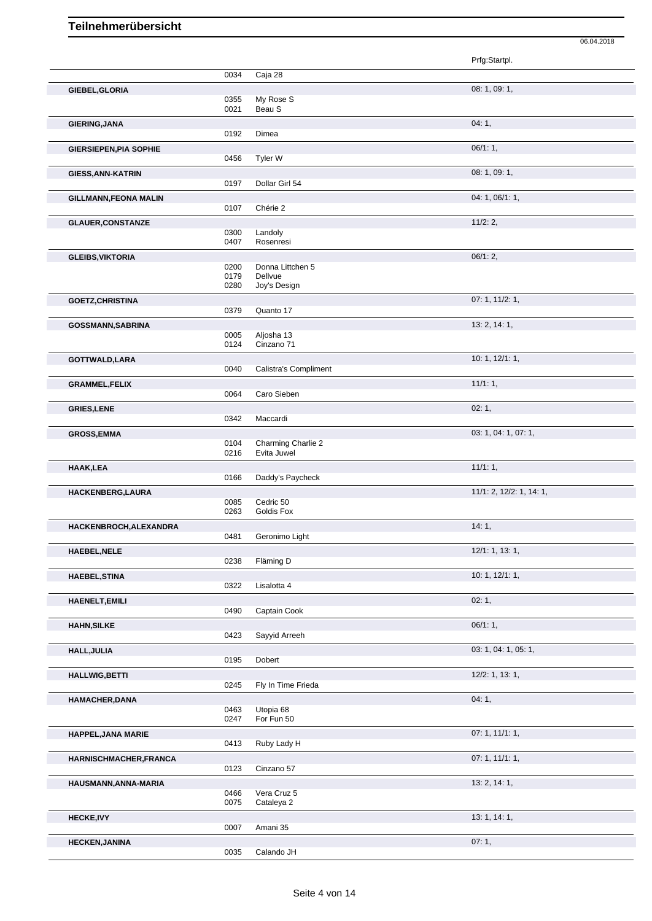## Teilnehmerübersicht

06.04.2018

| Name | Nr. | Pferd | Prfg:Startpl. |
|---|---|---|---|
| | 0034 | Caja 28 | |
| **GIEBEL,GLORIA** | | | 08: 1, 09: 1, |
| | 0355 | My Rose S | |
| | 0021 | Beau S | |
| **GIERING,JANA** | | | 04: 1, |
| | 0192 | Dimea | |
| **GIERSIEPEN,PIA SOPHIE** | | | 06/1: 1, |
| | 0456 | Tyler W | |
| **GIESS,ANN-KATRIN** | | | 08: 1, 09: 1, |
| | 0197 | Dollar Girl 54 | |
| **GILLMANN,FEONA MALIN** | | | 04: 1, 06/1: 1, |
| | 0107 | Chérie 2 | |
| **GLAUER,CONSTANZE** | | | 11/2: 2, |
| | 0300 | Landoly | |
| | 0407 | Rosenresi | |
| **GLEIBS,VIKTORIA** | | | 06/1: 2, |
| | 0200 | Donna Littchen 5 | |
| | 0179 | Dellvue | |
| | 0280 | Joy's Design | |
| **GOETZ,CHRISTINA** | | | 07: 1, 11/2: 1, |
| | 0379 | Quanto 17 | |
| **GOSSMANN,SABRINA** | | | 13: 2, 14: 1, |
| | 0005 | Aljosha 13 | |
| | 0124 | Cinzano 71 | |
| **GOTTWALD,LARA** | | | 10: 1, 12/1: 1, |
| | 0040 | Calistra's Compliment | |
| **GRAMMEL,FELIX** | | | 11/1: 1, |
| | 0064 | Caro Sieben | |
| **GRIES,LENE** | | | 02: 1, |
| | 0342 | Maccardi | |
| **GROSS,EMMA** | | | 03: 1, 04: 1, 07: 1, |
| | 0104 | Charming Charlie 2 | |
| | 0216 | Evita Juwel | |
| **HAAK,LEA** | | | 11/1: 1, |
| | 0166 | Daddy's Paycheck | |
| **HACKENBERG,LAURA** | | | 11/1: 2, 12/2: 1, 14: 1, |
| | 0085 | Cedric 50 | |
| | 0263 | Goldis Fox | |
| **HACKENBROCH,ALEXANDRA** | | | 14: 1, |
| | 0481 | Geronimo Light | |
| **HAEBEL,NELE** | | | 12/1: 1, 13: 1, |
| | 0238 | Fläming D | |
| **HAEBEL,STINA** | | | 10: 1, 12/1: 1, |
| | 0322 | Lisalotta 4 | |
| **HAENELT,EMILI** | | | 02: 1, |
| | 0490 | Captain Cook | |
| **HAHN,SILKE** | | | 06/1: 1, |
| | 0423 | Sayyid Arreeh | |
| **HALL,JULIA** | | | 03: 1, 04: 1, 05: 1, |
| | 0195 | Dobert | |
| **HALLWIG,BETTI** | | | 12/2: 1, 13: 1, |
| | 0245 | Fly In Time Frieda | |
| **HAMACHER,DANA** | | | 04: 1, |
| | 0463 | Utopia 68 | |
| | 0247 | For Fun 50 | |
| **HAPPEL,JANA MARIE** | | | 07: 1, 11/1: 1, |
| | 0413 | Ruby Lady H | |
| **HARNISCHMACHER,FRANCA** | | | 07: 1, 11/1: 1, |
| | 0123 | Cinzano 57 | |
| **HAUSMANN,ANNA-MARIA** | | | 13: 2, 14: 1, |
| | 0466 | Vera Cruz 5 | |
| | 0075 | Cataleya 2 | |
| **HECKE,IVY** | | | 13: 1, 14: 1, |
| | 0007 | Amani 35 | |
| **HECKEN,JANINA** | | | 07: 1, |
| | 0035 | Calando JH | |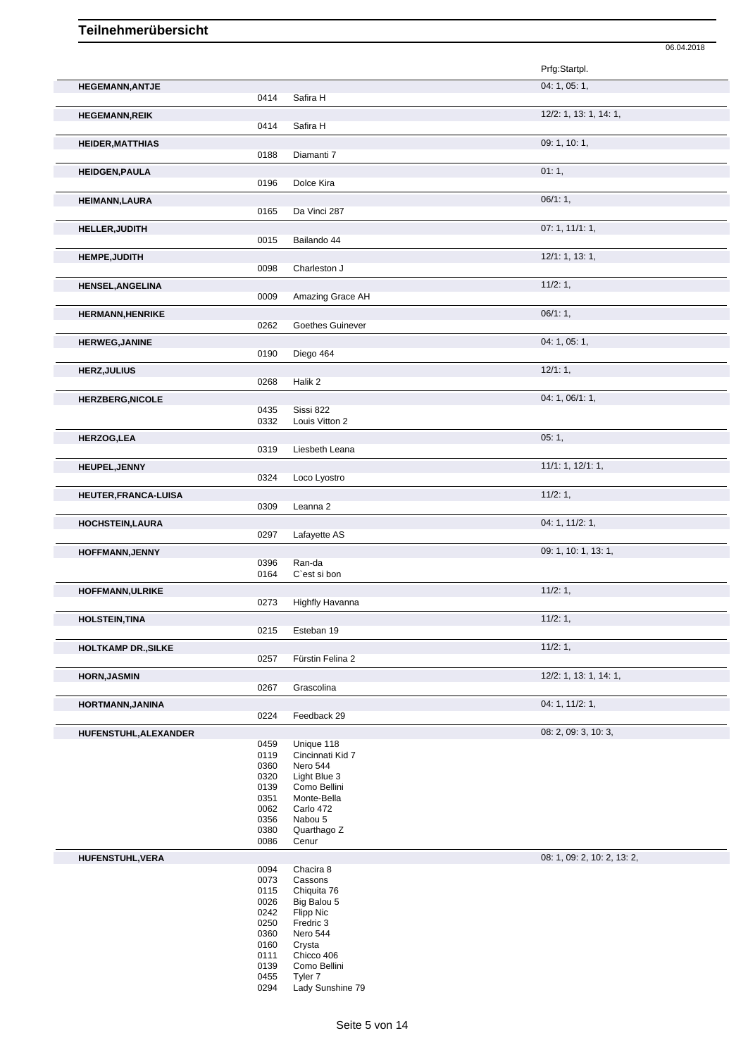# Teilnehmerübersicht

06.04.2018

| Name | Nr. | Pferd | Prfg:Startpl. |
|---|---|---|---|
| **HEGEMANN,ANTJE** | | | 04: 1, 05: 1, |
| | 0414 | Safira H | |
| **HEGEMANN,REIK** | | | 12/2: 1, 13: 1, 14: 1, |
| | 0414 | Safira H | |
| **HEIDER,MATTHIAS** | | | 09: 1, 10: 1, |
| | 0188 | Diamanti 7 | |
| **HEIDGEN,PAULA** | | | 01: 1, |
| | 0196 | Dolce Kira | |
| **HEIMANN,LAURA** | | | 06/1: 1, |
| | 0165 | Da Vinci 287 | |
| **HELLER,JUDITH** | | | 07: 1, 11/1: 1, |
| | 0015 | Bailando 44 | |
| **HEMPE,JUDITH** | | | 12/1: 1, 13: 1, |
| | 0098 | Charleston J | |
| **HENSEL,ANGELINA** | | | 11/2: 1, |
| | 0009 | Amazing Grace AH | |
| **HERMANN,HENRIKE** | | | 06/1: 1, |
| | 0262 | Goethes Guinever | |
| **HERWEG,JANINE** | | | 04: 1, 05: 1, |
| | 0190 | Diego 464 | |
| **HERZ,JULIUS** | | | 12/1: 1, |
| | 0268 | Halik 2 | |
| **HERZBERG,NICOLE** | | | 04: 1, 06/1: 1, |
| | 0435 | Sissi 822 | |
| | 0332 | Louis Vitton 2 | |
| **HERZOG,LEA** | | | 05: 1, |
| | 0319 | Liesbeth Leana | |
| **HEUPEL,JENNY** | | | 11/1: 1, 12/1: 1, |
| | 0324 | Loco Lyostro | |
| **HEUTER,FRANCA-LUISA** | | | 11/2: 1, |
| | 0309 | Leanna 2 | |
| **HOCHSTEIN,LAURA** | | | 04: 1, 11/2: 1, |
| | 0297 | Lafayette AS | |
| **HOFFMANN,JENNY** | | | 09: 1, 10: 1, 13: 1, |
| | 0396 | Ran-da | |
| | 0164 | C`est si bon | |
| **HOFFMANN,ULRIKE** | | | 11/2: 1, |
| | 0273 | Highfly Havanna | |
| **HOLSTEIN,TINA** | | | 11/2: 1, |
| | 0215 | Esteban 19 | |
| **HOLTKAMP DR.,SILKE** | | | 11/2: 1, |
| | 0257 | Fürstin Felina 2 | |
| **HORN,JASMIN** | | | 12/2: 1, 13: 1, 14: 1, |
| | 0267 | Grascolina | |
| **HORTMANN,JANINA** | | | 04: 1, 11/2: 1, |
| | 0224 | Feedback 29 | |
| **HUFENSTUHL,ALEXANDER** | | | 08: 2, 09: 3, 10: 3, |
| | 0459 | Unique 118 | |
| | 0119 | Cincinnati Kid 7 | |
| | 0360 | Nero 544 | |
| | 0320 | Light Blue 3 | |
| | 0139 | Como Bellini | |
| | 0351 | Monte-Bella | |
| | 0062 | Carlo 472 | |
| | 0356 | Nabou 5 | |
| | 0380 | Quarthago Z | |
| | 0086 | Cenur | |
| **HUFENSTUHL,VERA** | | | 08: 1, 09: 2, 10: 2, 13: 2, |
| | 0094 | Chacira 8 | |
| | 0073 | Cassons | |
| | 0115 | Chiquita 76 | |
| | 0026 | Big Balou 5 | |
| | 0242 | Flipp Nic | |
| | 0250 | Fredric 3 | |
| | 0360 | Nero 544 | |
| | 0160 | Crysta | |
| | 0111 | Chicco 406 | |
| | 0139 | Como Bellini | |
| | 0455 | Tyler 7 | |
| | 0294 | Lady Sunshine 79 | |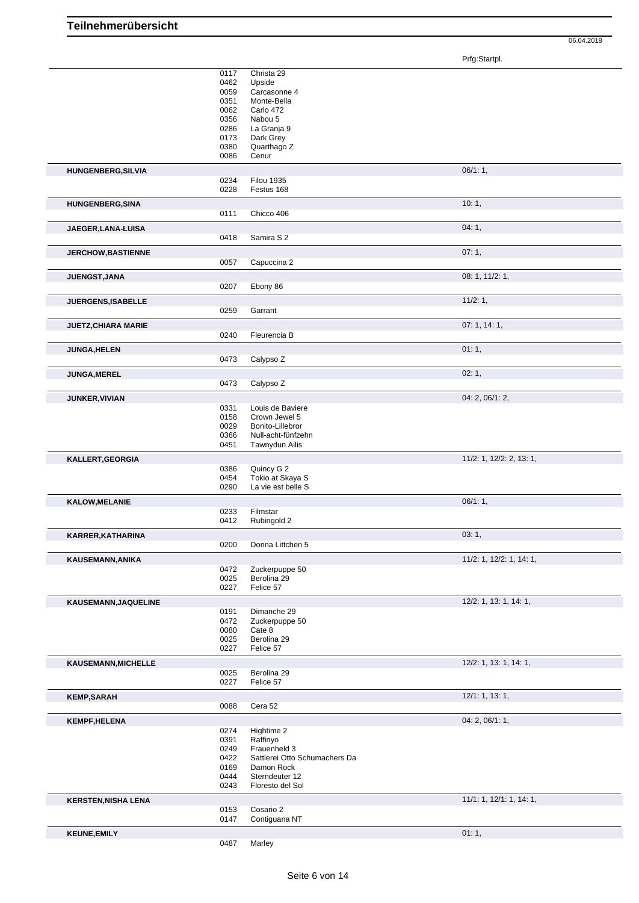# Teilnehmerübersicht

06.04.2018

| Name | Nr. | Pferd | Prfg:Startpl. |
|---|---|---|---|
| | 0117 | Christa 29 | |
| | 0462 | Upside | |
| | 0059 | Carcasonne 4 | |
| | 0351 | Monte-Bella | |
| | 0062 | Carlo 472 | |
| | 0356 | Nabou 5 | |
| | 0286 | La Granja 9 | |
| | 0173 | Dark Grey | |
| | 0380 | Quarthago Z | |
| | 0086 | Cenur | |
| **HUNGENBERG,SILVIA** | | | 06/1: 1, |
| | 0234 | Filou 1935 | |
| | 0228 | Festus 168 | |
| **HUNGENBERG,SINA** | | | 10: 1, |
| | 0111 | Chicco 406 | |
| **JAEGER,LANA-LUISA** | | | 04: 1, |
| | 0418 | Samira S 2 | |
| **JERCHOW,BASTIENNE** | | | 07: 1, |
| | 0057 | Capuccina 2 | |
| **JUENGST,JANA** | | | 08: 1, 11/2: 1, |
| | 0207 | Ebony 86 | |
| **JUERGENS,ISABELLE** | | | 11/2: 1, |
| | 0259 | Garrant | |
| **JUETZ,CHIARA MARIE** | | | 07: 1, 14: 1, |
| | 0240 | Fleurencia B | |
| **JUNGA,HELEN** | | | 01: 1, |
| | 0473 | Calypso Z | |
| **JUNGA,MEREL** | | | 02: 1, |
| | 0473 | Calypso Z | |
| **JUNKER,VIVIAN** | | | 04: 2, 06/1: 2, |
| | 0331 | Louis de Baviere | |
| | 0158 | Crown Jewel 5 | |
| | 0029 | Bonito-Lillebror | |
| | 0366 | Null-acht-fünfzehn | |
| | 0451 | Tawnydun Ailis | |
| **KALLERT,GEORGIA** | | | 11/2: 1, 12/2: 2, 13: 1, |
| | 0386 | Quincy G 2 | |
| | 0454 | Tokio at Skaya S | |
| | 0290 | La vie est belle S | |
| **KALOW,MELANIE** | | | 06/1: 1, |
| | 0233 | Filmstar | |
| | 0412 | Rubingold 2 | |
| **KARRER,KATHARINA** | | | 03: 1, |
| | 0200 | Donna Littchen 5 | |
| **KAUSEMANN,ANIKA** | | | 11/2: 1, 12/2: 1, 14: 1, |
| | 0472 | Zuckerpuppe 50 | |
| | 0025 | Berolina 29 | |
| | 0227 | Felice 57 | |
| **KAUSEMANN,JAQUELINE** | | | 12/2: 1, 13: 1, 14: 1, |
| | 0191 | Dimanche 29 | |
| | 0472 | Zuckerpuppe 50 | |
| | 0080 | Cate 8 | |
| | 0025 | Berolina 29 | |
| | 0227 | Felice 57 | |
| **KAUSEMANN,MICHELLE** | | | 12/2: 1, 13: 1, 14: 1, |
| | 0025 | Berolina 29 | |
| | 0227 | Felice 57 | |
| **KEMP,SARAH** | | | 12/1: 1, 13: 1, |
| | 0088 | Cera 52 | |
| **KEMPF,HELENA** | | | 04: 2, 06/1: 1, |
| | 0274 | Hightime 2 | |
| | 0391 | Raffinyo | |
| | 0249 | Frauenheld 3 | |
| | 0422 | Sattlerei Otto Schumachers Da | |
| | 0169 | Damon Rock | |
| | 0444 | Sterndeuter 12 | |
| | 0243 | Floresto del Sol | |
| **KERSTEN,NISHA LENA** | | | 11/1: 1, 12/1: 1, 14: 1, |
| | 0153 | Cosario 2 | |
| | 0147 | Contiguana NT | |
| **KEUNE,EMILY** | | | 01: 1, |
| | 0487 | Marley | |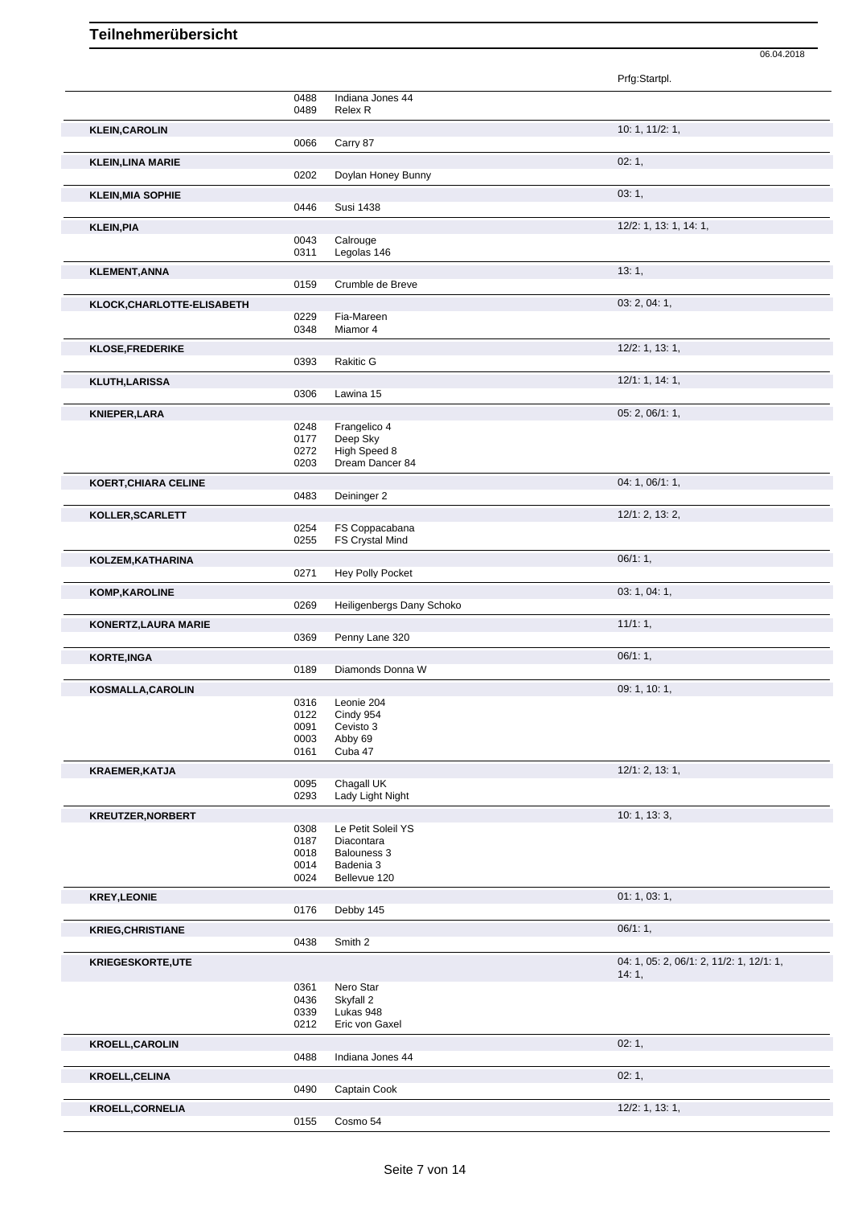# Teilnehmerübersicht

06.04.2018

| Name | Nr. | Pferd | Prfg:Startpl. |
|---|---|---|---|
| | 0488 | Indiana Jones 44 | |
| | 0489 | Relex R | |
| **KLEIN,CAROLIN** | | | 10: 1, 11/2: 1, |
| | 0066 | Carry 87 | |
| **KLEIN,LINA MARIE** | | | 02: 1, |
| | 0202 | Doylan Honey Bunny | |
| **KLEIN,MIA SOPHIE** | | | 03: 1, |
| | 0446 | Susi 1438 | |
| **KLEIN,PIA** | | | 12/2: 1, 13: 1, 14: 1, |
| | 0043 | Calrouge | |
| | 0311 | Legolas 146 | |
| **KLEMENT,ANNA** | | | 13: 1, |
| | 0159 | Crumble de Breve | |
| **KLOCK,CHARLOTTE-ELISABETH** | | | 03: 2, 04: 1, |
| | 0229 | Fia-Mareen | |
| | 0348 | Miamor 4 | |
| **KLOSE,FREDERIKE** | | | 12/2: 1, 13: 1, |
| | 0393 | Rakitic G | |
| **KLUTH,LARISSA** | | | 12/1: 1, 14: 1, |
| | 0306 | Lawina 15 | |
| **KNIEPER,LARA** | | | 05: 2, 06/1: 1, |
| | 0248 | Frangelico 4 | |
| | 0177 | Deep Sky | |
| | 0272 | High Speed 8 | |
| | 0203 | Dream Dancer 84 | |
| **KOERT,CHIARA CELINE** | | | 04: 1, 06/1: 1, |
| | 0483 | Deininger 2 | |
| **KOLLER,SCARLETT** | | | 12/1: 2, 13: 2, |
| | 0254 | FS Coppacabana | |
| | 0255 | FS Crystal Mind | |
| **KOLZEM,KATHARINA** | | | 06/1: 1, |
| | 0271 | Hey Polly Pocket | |
| **KOMP,KAROLINE** | | | 03: 1, 04: 1, |
| | 0269 | Heiligenbergs Dany Schoko | |
| **KONERTZ,LAURA MARIE** | | | 11/1: 1, |
| | 0369 | Penny Lane 320 | |
| **KORTE,INGA** | | | 06/1: 1, |
| | 0189 | Diamonds Donna W | |
| **KOSMALLA,CAROLIN** | | | 09: 1, 10: 1, |
| | 0316 | Leonie 204 | |
| | 0122 | Cindy 954 | |
| | 0091 | Cevisto 3 | |
| | 0003 | Abby 69 | |
| | 0161 | Cuba 47 | |
| **KRAEMER,KATJA** | | | 12/1: 2, 13: 1, |
| | 0095 | Chagall UK | |
| | 0293 | Lady Light Night | |
| **KREUTZER,NORBERT** | | | 10: 1, 13: 3, |
| | 0308 | Le Petit Soleil YS | |
| | 0187 | Diacontara | |
| | 0018 | Balouness 3 | |
| | 0014 | Badenia 3 | |
| | 0024 | Bellevue 120 | |
| **KREY,LEONIE** | | | 01: 1, 03: 1, |
| | 0176 | Debby 145 | |
| **KRIEG,CHRISTIANE** | | | 06/1: 1, |
| | 0438 | Smith 2 | |
| **KRIEGESKORTE,UTE** | | | 04: 1, 05: 2, 06/1: 2, 11/2: 1, 12/1: 1, 14: 1, |
| | 0361 | Nero Star | |
| | 0436 | Skyfall 2 | |
| | 0339 | Lukas 948 | |
| | 0212 | Eric von Gaxel | |
| **KROELL,CAROLIN** | | | 02: 1, |
| | 0488 | Indiana Jones 44 | |
| **KROELL,CELINA** | | | 02: 1, |
| | 0490 | Captain Cook | |
| **KROELL,CORNELIA** | | | 12/2: 1, 13: 1, |
| | 0155 | Cosmo 54 | |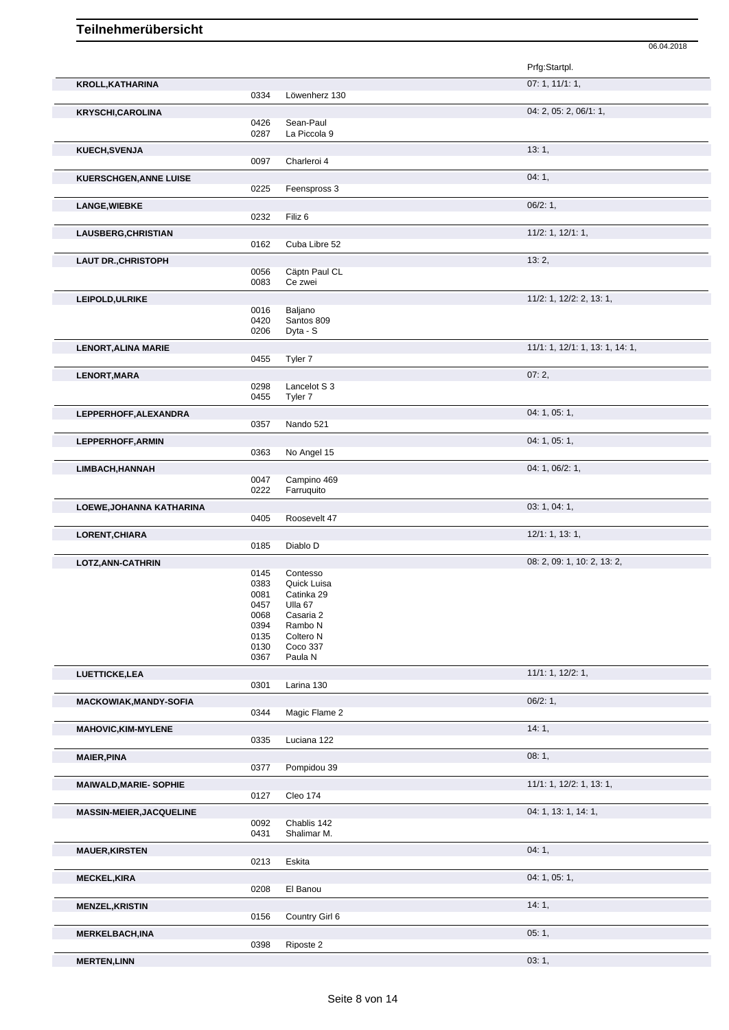# Teilnehmerübersicht

06.04.2018

| Name | Nr. | Pferd | Prfg:Startpl. |
|---|---|---|---|
| **KROLL,KATHARINA** | | | 07: 1, 11/1: 1, |
| | 0334 | Löwenherz 130 | |
| **KRYSCHI,CAROLINA** | | | 04: 2, 05: 2, 06/1: 1, |
| | 0426 | Sean-Paul | |
| | 0287 | La Piccola 9 | |
| **KUECH,SVENJA** | | | 13: 1, |
| | 0097 | Charleroi 4 | |
| **KUERSCHGEN,ANNE LUISE** | | | 04: 1, |
| | 0225 | Feenspross 3 | |
| **LANGE,WIEBKE** | | | 06/2: 1, |
| | 0232 | Filiz 6 | |
| **LAUSBERG,CHRISTIAN** | | | 11/2: 1, 12/1: 1, |
| | 0162 | Cuba Libre 52 | |
| **LAUT DR.,CHRISTOPH** | | | 13: 2, |
| | 0056 | Cäptn Paul CL | |
| | 0083 | Ce zwei | |
| **LEIPOLD,ULRIKE** | | | 11/2: 1, 12/2: 2, 13: 1, |
| | 0016 | Baljano | |
| | 0420 | Santos 809 | |
| | 0206 | Dyta - S | |
| **LENORT,ALINA MARIE** | | | 11/1: 1, 12/1: 1, 13: 1, 14: 1, |
| | 0455 | Tyler 7 | |
| **LENORT,MARA** | | | 07: 2, |
| | 0298 | Lancelot S 3 | |
| | 0455 | Tyler 7 | |
| **LEPPERHOFF,ALEXANDRA** | | | 04: 1, 05: 1, |
| | 0357 | Nando 521 | |
| **LEPPERHOFF,ARMIN** | | | 04: 1, 05: 1, |
| | 0363 | No Angel 15 | |
| **LIMBACH,HANNAH** | | | 04: 1, 06/2: 1, |
| | 0047 | Campino 469 | |
| | 0222 | Farruquito | |
| **LOEWE,JOHANNA KATHARINA** | | | 03: 1, 04: 1, |
| | 0405 | Roosevelt 47 | |
| **LORENT,CHIARA** | | | 12/1: 1, 13: 1, |
| | 0185 | Diablo D | |
| **LOTZ,ANN-CATHRIN** | | | 08: 2, 09: 1, 10: 2, 13: 2, |
| | 0145 | Contesso | |
| | 0383 | Quick Luisa | |
| | 0081 | Catinka 29 | |
| | 0457 | Ulla 67 | |
| | 0068 | Casaria 2 | |
| | 0394 | Rambo N | |
| | 0135 | Coltero N | |
| | 0130 | Coco 337 | |
| | 0367 | Paula N | |
| **LUETTICKE,LEA** | | | 11/1: 1, 12/2: 1, |
| | 0301 | Larina 130 | |
| **MACKOWIAK,MANDY-SOFIA** | | | 06/2: 1, |
| | 0344 | Magic Flame 2 | |
| **MAHOVIC,KIM-MYLENE** | | | 14: 1, |
| | 0335 | Luciana 122 | |
| **MAIER,PINA** | | | 08: 1, |
| | 0377 | Pompidou 39 | |
| **MAIWALD,MARIE- SOPHIE** | | | 11/1: 1, 12/2: 1, 13: 1, |
| | 0127 | Cleo 174 | |
| **MASSIN-MEIER,JACQUELINE** | | | 04: 1, 13: 1, 14: 1, |
| | 0092 | Chablis 142 | |
| | 0431 | Shalimar M. | |
| **MAUER,KIRSTEN** | | | 04: 1, |
| | 0213 | Eskita | |
| **MECKEL,KIRA** | | | 04: 1, 05: 1, |
| | 0208 | El Banou | |
| **MENZEL,KRISTIN** | | | 14: 1, |
| | 0156 | Country Girl 6 | |
| **MERKELBACH,INA** | | | 05: 1, |
| | 0398 | Riposte 2 | |
| **MERTEN,LINN** | | | 03: 1, |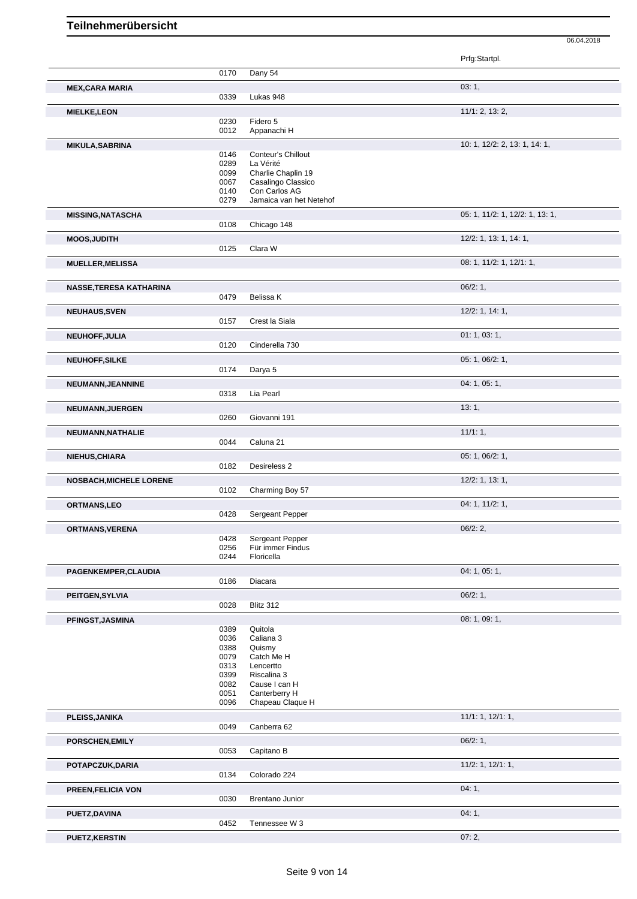# Teilnehmerübersicht

06.04.2018

| Name | Nr. | Pferd | Prfg:Startpl. |
|---|---|---|---|
| | 0170 | Dany 54 | |
| **MEX,CARA MARIA** | | | 03: 1, |
| | 0339 | Lukas 948 | |
| **MIELKE,LEON** | | | 11/1: 2, 13: 2, |
| | 0230 | Fidero 5 | |
| | 0012 | Appanachi H | |
| **MIKULA,SABRINA** | | | 10: 1, 12/2: 2, 13: 1, 14: 1, |
| | 0146 | Conteur's Chillout | |
| | 0289 | La Vérité | |
| | 0099 | Charlie Chaplin 19 | |
| | 0067 | Casalingo Classico | |
| | 0140 | Con Carlos AG | |
| | 0279 | Jamaica van het Netehof | |
| **MISSING,NATASCHA** | | | 05: 1, 11/2: 1, 12/2: 1, 13: 1, |
| | 0108 | Chicago 148 | |
| **MOOS,JUDITH** | | | 12/2: 1, 13: 1, 14: 1, |
| | 0125 | Clara W | |
| **MUELLER,MELISSA** | | | 08: 1, 11/2: 1, 12/1: 1, |
| **NASSE,TERESA KATHARINA** | | | 06/2: 1, |
| | 0479 | Belissa K | |
| **NEUHAUS,SVEN** | | | 12/2: 1, 14: 1, |
| | 0157 | Crest la Siala | |
| **NEUHOFF,JULIA** | | | 01: 1, 03: 1, |
| | 0120 | Cinderella 730 | |
| **NEUHOFF,SILKE** | | | 05: 1, 06/2: 1, |
| | 0174 | Darya 5 | |
| **NEUMANN,JEANNINE** | | | 04: 1, 05: 1, |
| | 0318 | Lia Pearl | |
| **NEUMANN,JUERGEN** | | | 13: 1, |
| | 0260 | Giovanni 191 | |
| **NEUMANN,NATHALIE** | | | 11/1: 1, |
| | 0044 | Caluna 21 | |
| **NIEHUS,CHIARA** | | | 05: 1, 06/2: 1, |
| | 0182 | Desireless 2 | |
| **NOSBACH,MICHELE LORENE** | | | 12/2: 1, 13: 1, |
| | 0102 | Charming Boy 57 | |
| **ORTMANS,LEO** | | | 04: 1, 11/2: 1, |
| | 0428 | Sergeant Pepper | |
| **ORTMANS,VERENA** | | | 06/2: 2, |
| | 0428 | Sergeant Pepper | |
| | 0256 | Für immer Findus | |
| | 0244 | Floricella | |
| **PAGENKEMPER,CLAUDIA** | | | 04: 1, 05: 1, |
| | 0186 | Diacara | |
| **PEITGEN,SYLVIA** | | | 06/2: 1, |
| | 0028 | Blitz 312 | |
| **PFINGST,JASMINA** | | | 08: 1, 09: 1, |
| | 0389 | Quitola | |
| | 0036 | Caliana 3 | |
| | 0388 | Quismy | |
| | 0079 | Catch Me H | |
| | 0313 | Lencertto | |
| | 0399 | Riscalina 3 | |
| | 0082 | Cause I can H | |
| | 0051 | Canterberry H | |
| | 0096 | Chapeau Claque H | |
| **PLEISS,JANIKA** | | | 11/1: 1, 12/1: 1, |
| | 0049 | Canberra 62 | |
| **PORSCHEN,EMILY** | | | 06/2: 1, |
| | 0053 | Capitano B | |
| **POTAPCZUK,DARIA** | | | 11/2: 1, 12/1: 1, |
| | 0134 | Colorado 224 | |
| **PREEN,FELICIA VON** | | | 04: 1, |
| | 0030 | Brentano Junior | |
| **PUETZ,DAVINA** | | | 04: 1, |
| | 0452 | Tennessee W 3 | |
| **PUETZ,KERSTIN** | | | 07: 2, |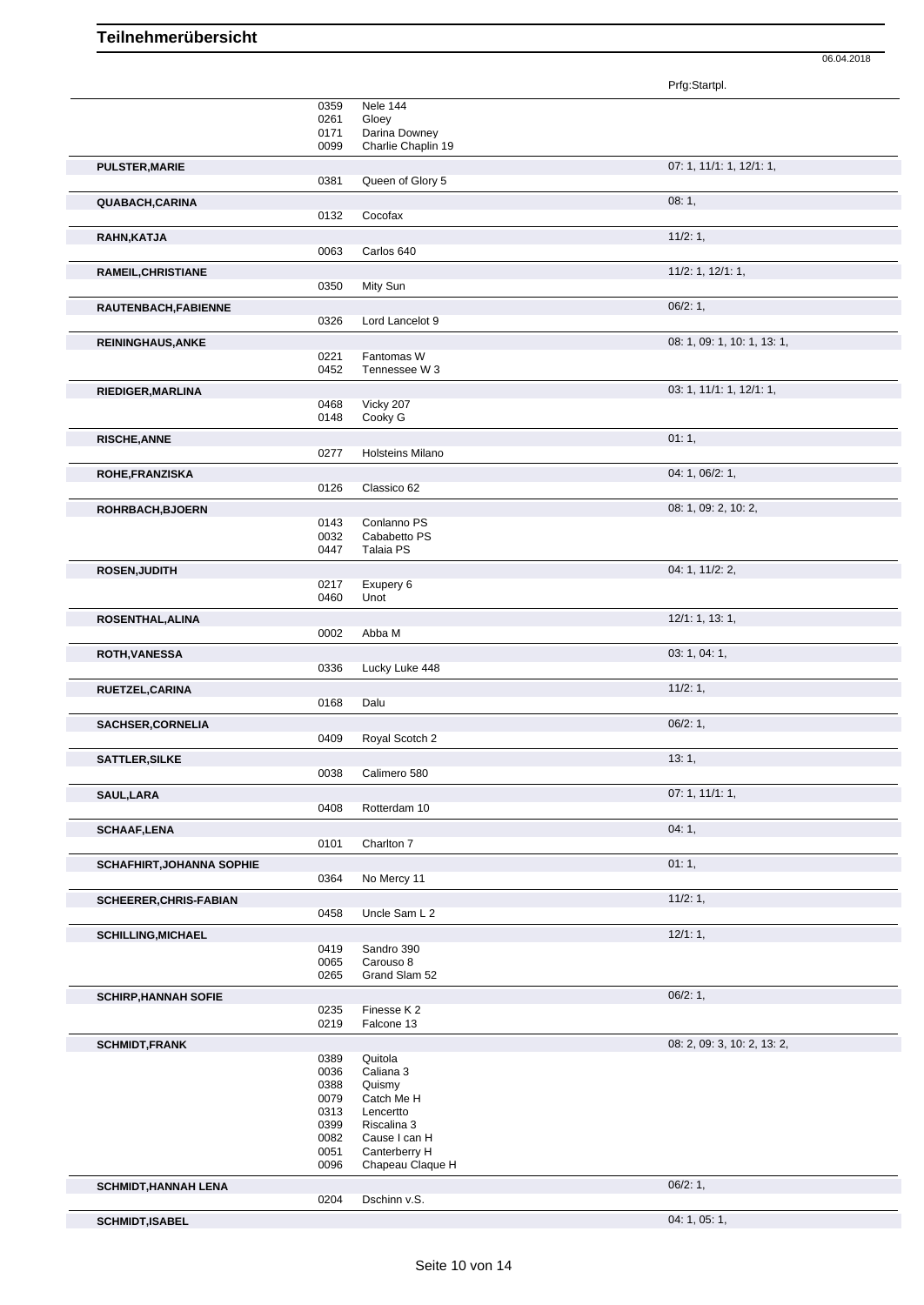# Teilnehmerübersicht

06.04.2018

| Name | Nr. | Pferd | Prfg:Startpl. |
|---|---|---|---|
| | 0359 | Nele 144 | |
| | 0261 | Gloey | |
| | 0171 | Darina Downey | |
| | 0099 | Charlie Chaplin 19 | |
| **PULSTER,MARIE** | | | 07: 1, 11/1: 1, 12/1: 1, |
| | 0381 | Queen of Glory 5 | |
| **QUABACH,CARINA** | | | 08: 1, |
| | 0132 | Cocofax | |
| **RAHN,KATJA** | | | 11/2: 1, |
| | 0063 | Carlos 640 | |
| **RAMEIL,CHRISTIANE** | | | 11/2: 1, 12/1: 1, |
| | 0350 | Mity Sun | |
| **RAUTENBACH,FABIENNE** | | | 06/2: 1, |
| | 0326 | Lord Lancelot 9 | |
| **REININGHAUS,ANKE** | | | 08: 1, 09: 1, 10: 1, 13: 1, |
| | 0221 | Fantomas W | |
| | 0452 | Tennessee W 3 | |
| **RIEDIGER,MARLINA** | | | 03: 1, 11/1: 1, 12/1: 1, |
| | 0468 | Vicky 207 | |
| | 0148 | Cooky G | |
| **RISCHE,ANNE** | | | 01: 1, |
| | 0277 | Holsteins Milano | |
| **ROHE,FRANZISKA** | | | 04: 1, 06/2: 1, |
| | 0126 | Classico 62 | |
| **ROHRBACH,BJOERN** | | | 08: 1, 09: 2, 10: 2, |
| | 0143 | Conlanno PS | |
| | 0032 | Cababetto PS | |
| | 0447 | Talaia PS | |
| **ROSEN,JUDITH** | | | 04: 1, 11/2: 2, |
| | 0217 | Exupery 6 | |
| | 0460 | Unot | |
| **ROSENTHAL,ALINA** | | | 12/1: 1, 13: 1, |
| | 0002 | Abba M | |
| **ROTH,VANESSA** | | | 03: 1, 04: 1, |
| | 0336 | Lucky Luke 448 | |
| **RUETZEL,CARINA** | | | 11/2: 1, |
| | 0168 | Dalu | |
| **SACHSER,CORNELIA** | | | 06/2: 1, |
| | 0409 | Royal Scotch 2 | |
| **SATTLER,SILKE** | | | 13: 1, |
| | 0038 | Calimero 580 | |
| **SAUL,LARA** | | | 07: 1, 11/1: 1, |
| | 0408 | Rotterdam 10 | |
| **SCHAAF,LENA** | | | 04: 1, |
| | 0101 | Charlton 7 | |
| **SCHAFHIRT,JOHANNA SOPHIE** | | | 01: 1, |
| | 0364 | No Mercy 11 | |
| **SCHEERER,CHRIS-FABIAN** | | | 11/2: 1, |
| | 0458 | Uncle Sam L 2 | |
| **SCHILLING,MICHAEL** | | | 12/1: 1, |
| | 0419 | Sandro 390 | |
| | 0065 | Carouso 8 | |
| | 0265 | Grand Slam 52 | |
| **SCHIRP,HANNAH SOFIE** | | | 06/2: 1, |
| | 0235 | Finesse K 2 | |
| | 0219 | Falcone 13 | |
| **SCHMIDT,FRANK** | | | 08: 2, 09: 3, 10: 2, 13: 2, |
| | 0389 | Quitola | |
| | 0036 | Caliana 3 | |
| | 0388 | Quismy | |
| | 0079 | Catch Me H | |
| | 0313 | Lencertto | |
| | 0399 | Riscalina 3 | |
| | 0082 | Cause I can H | |
| | 0051 | Canterberry H | |
| | 0096 | Chapeau Claque H | |
| **SCHMIDT,HANNAH LENA** | | | 06/2: 1, |
| | 0204 | Dschinn v.S. | |
| **SCHMIDT,ISABEL** | | | 04: 1, 05: 1, |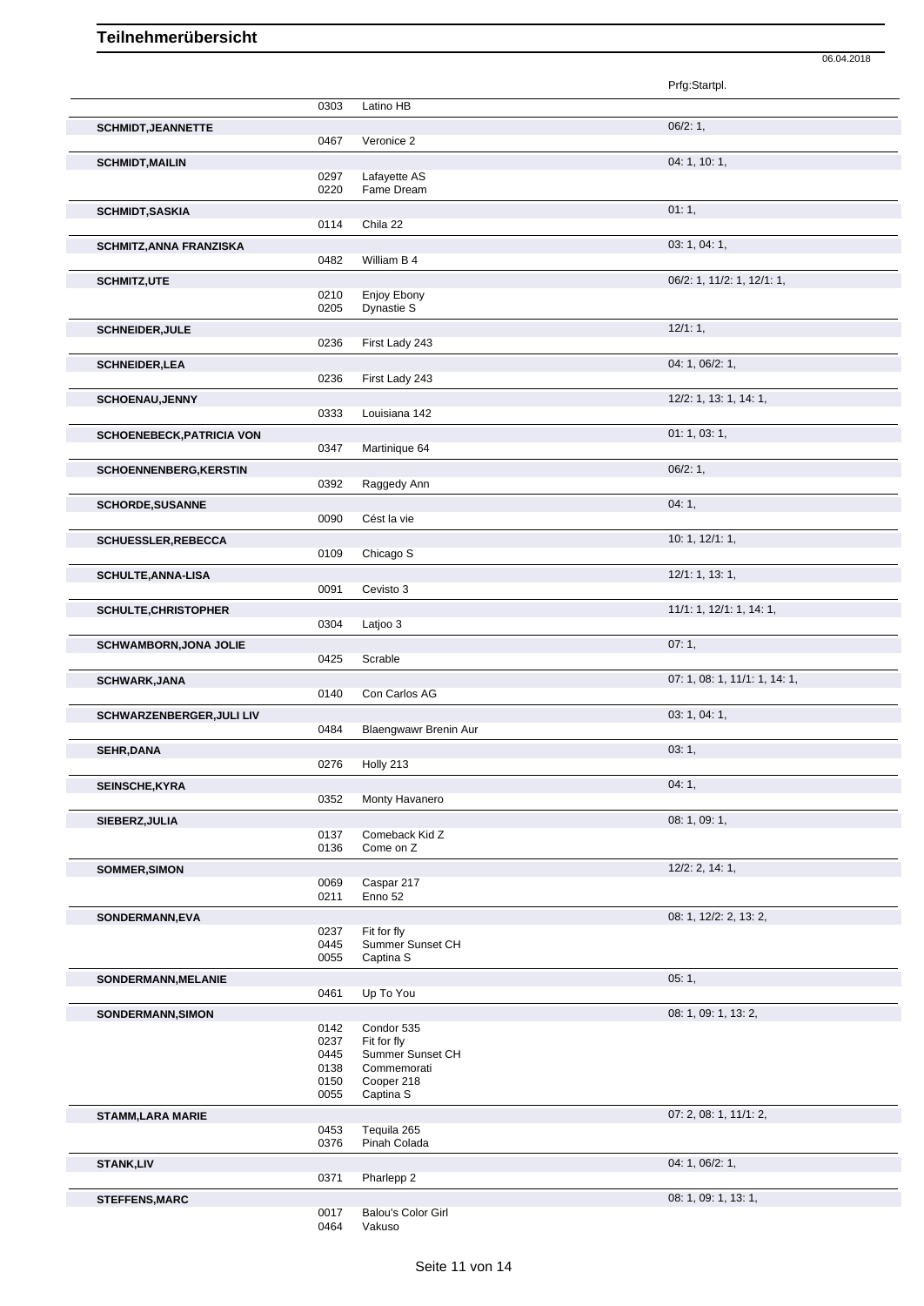# Teilnehmerübersicht

06.04.2018

| Name | Nr. | Pferd | Prfg:Startpl. |
|---|---|---|---|
| | 0303 | Latino HB | |
| **SCHMIDT,JEANNETTE** | | | 06/2: 1, |
| | 0467 | Veronice 2 | |
| **SCHMIDT,MAILIN** | | | 04: 1, 10: 1, |
| | 0297 | Lafayette AS | |
| | 0220 | Fame Dream | |
| **SCHMIDT,SASKIA** | | | 01: 1, |
| | 0114 | Chila 22 | |
| **SCHMITZ,ANNA FRANZISKA** | | | 03: 1, 04: 1, |
| | 0482 | William B 4 | |
| **SCHMITZ,UTE** | | | 06/2: 1, 11/2: 1, 12/1: 1, |
| | 0210 | Enjoy Ebony | |
| | 0205 | Dynastie S | |
| **SCHNEIDER,JULE** | | | 12/1: 1, |
| | 0236 | First Lady 243 | |
| **SCHNEIDER,LEA** | | | 04: 1, 06/2: 1, |
| | 0236 | First Lady 243 | |
| **SCHOENAU,JENNY** | | | 12/2: 1, 13: 1, 14: 1, |
| | 0333 | Louisiana 142 | |
| **SCHOENEBECK,PATRICIA VON** | | | 01: 1, 03: 1, |
| | 0347 | Martinique 64 | |
| **SCHOENNENBERG,KERSTIN** | | | 06/2: 1, |
| | 0392 | Raggedy Ann | |
| **SCHORDE,SUSANNE** | | | 04: 1, |
| | 0090 | Cést la vie | |
| **SCHUESSLER,REBECCA** | | | 10: 1, 12/1: 1, |
| | 0109 | Chicago S | |
| **SCHULTE,ANNA-LISA** | | | 12/1: 1, 13: 1, |
| | 0091 | Cevisto 3 | |
| **SCHULTE,CHRISTOPHER** | | | 11/1: 1, 12/1: 1, 14: 1, |
| | 0304 | Latjoo 3 | |
| **SCHWAMBORN,JONA JOLIE** | | | 07: 1, |
| | 0425 | Scrable | |
| **SCHWARK,JANA** | | | 07: 1, 08: 1, 11/1: 1, 14: 1, |
| | 0140 | Con Carlos AG | |
| **SCHWARZENBERGER,JULI LIV** | | | 03: 1, 04: 1, |
| | 0484 | Blaengwawr Brenin Aur | |
| **SEHR,DANA** | | | 03: 1, |
| | 0276 | Holly 213 | |
| **SEINSCHE,KYRA** | | | 04: 1, |
| | 0352 | Monty Havanero | |
| **SIEBERZ,JULIA** | | | 08: 1, 09: 1, |
| | 0137 | Comeback Kid Z | |
| | 0136 | Come on Z | |
| **SOMMER,SIMON** | | | 12/2: 2, 14: 1, |
| | 0069 | Caspar 217 | |
| | 0211 | Enno 52 | |
| **SONDERMANN,EVA** | | | 08: 1, 12/2: 2, 13: 2, |
| | 0237 | Fit for fly | |
| | 0445 | Summer Sunset CH | |
| | 0055 | Captina S | |
| **SONDERMANN,MELANIE** | | | 05: 1, |
| | 0461 | Up To You | |
| **SONDERMANN,SIMON** | | | 08: 1, 09: 1, 13: 2, |
| | 0142 | Condor 535 | |
| | 0237 | Fit for fly | |
| | 0445 | Summer Sunset CH | |
| | 0138 | Commemorati | |
| | 0150 | Cooper 218 | |
| | 0055 | Captina S | |
| **STAMM,LARA MARIE** | | | 07: 2, 08: 1, 11/1: 2, |
| | 0453 | Tequila 265 | |
| | 0376 | Pinah Colada | |
| **STANK,LIV** | | | 04: 1, 06/2: 1, |
| | 0371 | Pharlepp 2 | |
| **STEFFENS,MARC** | | | 08: 1, 09: 1, 13: 1, |
| | 0017 | Balou's Color Girl | |
| | 0464 | Vakuso | |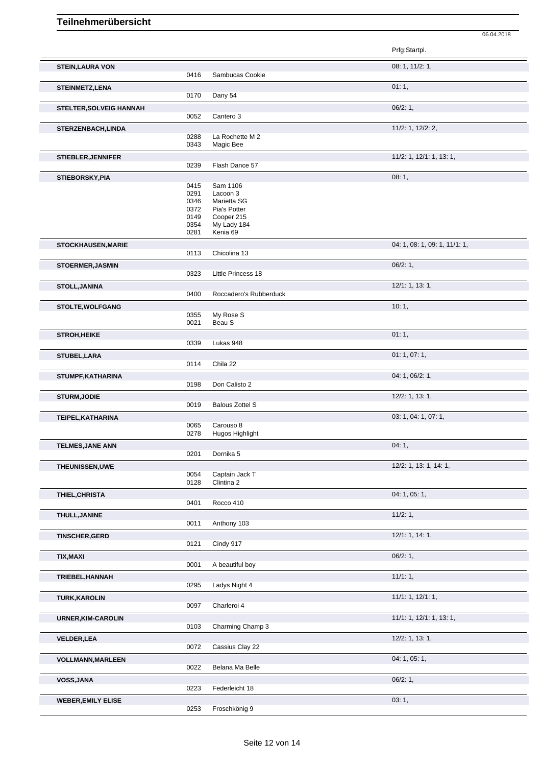# Teilnehmerübersicht

06.04.2018

| Name | Nr. | Pferd | Prfg:Startpl. |
|---|---|---|---|
| **STEIN,LAURA VON** | | | 08: 1, 11/2: 1, |
| | 0416 | Sambucas Cookie | |
| **STEINMETZ,LENA** | | | 01: 1, |
| | 0170 | Dany 54 | |
| **STELTER,SOLVEIG HANNAH** | | | 06/2: 1, |
| | 0052 | Cantero 3 | |
| **STERZENBACH,LINDA** | | | 11/2: 1, 12/2: 2, |
| | 0288 | La Rochette M 2 | |
| | 0343 | Magic Bee | |
| **STIEBLER,JENNIFER** | | | 11/2: 1, 12/1: 1, 13: 1, |
| | 0239 | Flash Dance 57 | |
| **STIEBORSKY,PIA** | | | 08: 1, |
| | 0415 | Sam 1106 | |
| | 0291 | Lacoon 3 | |
| | 0346 | Marietta SG | |
| | 0372 | Pia's Potter | |
| | 0149 | Cooper 215 | |
| | 0354 | My Lady 184 | |
| | 0281 | Kenia 69 | |
| **STOCKHAUSEN,MARIE** | | | 04: 1, 08: 1, 09: 1, 11/1: 1, |
| | 0113 | Chicolina 13 | |
| **STOERMER,JASMIN** | | | 06/2: 1, |
| | 0323 | Little Princess 18 | |
| **STOLL,JANINA** | | | 12/1: 1, 13: 1, |
| | 0400 | Roccadero's Rubberduck | |
| **STOLTE,WOLFGANG** | | | 10: 1, |
| | 0355 | My Rose S | |
| | 0021 | Beau S | |
| **STROH,HEIKE** | | | 01: 1, |
| | 0339 | Lukas 948 | |
| **STUBEL,LARA** | | | 01: 1, 07: 1, |
| | 0114 | Chila 22 | |
| **STUMPF,KATHARINA** | | | 04: 1, 06/2: 1, |
| | 0198 | Don Calisto 2 | |
| **STURM,JODIE** | | | 12/2: 1, 13: 1, |
| | 0019 | Balous Zottel S | |
| **TEIPEL,KATHARINA** | | | 03: 1, 04: 1, 07: 1, |
| | 0065 | Carouso 8 | |
| | 0278 | Hugos Highlight | |
| **TELMES,JANE ANN** | | | 04: 1, |
| | 0201 | Dornika 5 | |
| **THEUNISSEN,UWE** | | | 12/2: 1, 13: 1, 14: 1, |
| | 0054 | Captain Jack T | |
| | 0128 | Clintina 2 | |
| **THIEL,CHRISTA** | | | 04: 1, 05: 1, |
| | 0401 | Rocco 410 | |
| **THULL,JANINE** | | | 11/2: 1, |
| | 0011 | Anthony 103 | |
| **TINSCHER,GERD** | | | 12/1: 1, 14: 1, |
| | 0121 | Cindy 917 | |
| **TIX,MAXI** | | | 06/2: 1, |
| | 0001 | A beautiful boy | |
| **TRIEBEL,HANNAH** | | | 11/1: 1, |
| | 0295 | Ladys Night 4 | |
| **TURK,KAROLIN** | | | 11/1: 1, 12/1: 1, |
| | 0097 | Charleroi 4 | |
| **URNER,KIM-CAROLIN** | | | 11/1: 1, 12/1: 1, 13: 1, |
| | 0103 | Charming Champ 3 | |
| **VELDER,LEA** | | | 12/2: 1, 13: 1, |
| | 0072 | Cassius Clay 22 | |
| **VOLLMANN,MARLEEN** | | | 04: 1, 05: 1, |
| | 0022 | Belana Ma Belle | |
| **VOSS,JANA** | | | 06/2: 1, |
| | 0223 | Federleicht 18 | |
| **WEBER,EMILY ELISE** | | | 03: 1, |
| | 0253 | Froschkönig 9 | |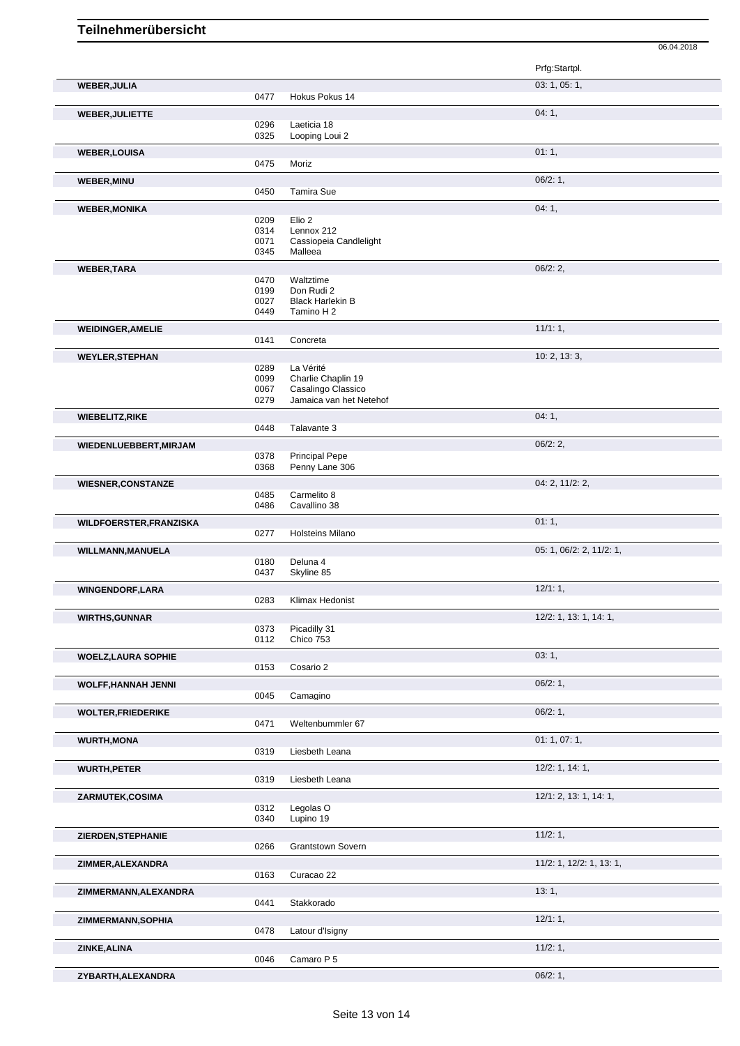# Teilnehmerübersicht

06.04.2018

| Name | Nr. | Pferd | Prfg:Startpl. |
|---|---|---|---|
| **WEBER,JULIA** | | | 03: 1, 05: 1, |
| | 0477 | Hokus Pokus 14 | |
| **WEBER,JULIETTE** | | | 04: 1, |
| | 0296 | Laeticia 18 | |
| | 0325 | Looping Loui 2 | |
| **WEBER,LOUISA** | | | 01: 1, |
| | 0475 | Moriz | |
| **WEBER,MINU** | | | 06/2: 1, |
| | 0450 | Tamira Sue | |
| **WEBER,MONIKA** | | | 04: 1, |
| | 0209 | Elio 2 | |
| | 0314 | Lennox 212 | |
| | 0071 | Cassiopeia Candlelight | |
| | 0345 | Malleea | |
| **WEBER,TARA** | | | 06/2: 2, |
| | 0470 | Waltztime | |
| | 0199 | Don Rudi 2 | |
| | 0027 | Black Harlekin B | |
| | 0449 | Tamino H 2 | |
| **WEIDINGER,AMELIE** | | | 11/1: 1, |
| | 0141 | Concreta | |
| **WEYLER,STEPHAN** | | | 10: 2, 13: 3, |
| | 0289 | La Vérité | |
| | 0099 | Charlie Chaplin 19 | |
| | 0067 | Casalingo Classico | |
| | 0279 | Jamaica van het Netehof | |
| **WIEBELITZ,RIKE** | | | 04: 1, |
| | 0448 | Talavante 3 | |
| **WIEDENLUEBBERT,MIRJAM** | | | 06/2: 2, |
| | 0378 | Principal Pepe | |
| | 0368 | Penny Lane 306 | |
| **WIESNER,CONSTANZE** | | | 04: 2, 11/2: 2, |
| | 0485 | Carmelito 8 | |
| | 0486 | Cavallino 38 | |
| **WILDFOERSTER,FRANZISKA** | | | 01: 1, |
| | 0277 | Holsteins Milano | |
| **WILLMANN,MANUELA** | | | 05: 1, 06/2: 2, 11/2: 1, |
| | 0180 | Deluna 4 | |
| | 0437 | Skyline 85 | |
| **WINGENDORF,LARA** | | | 12/1: 1, |
| | 0283 | Klimax Hedonist | |
| **WIRTHS,GUNNAR** | | | 12/2: 1, 13: 1, 14: 1, |
| | 0373 | Picadilly 31 | |
| | 0112 | Chico 753 | |
| **WOELZ,LAURA SOPHIE** | | | 03: 1, |
| | 0153 | Cosario 2 | |
| **WOLFF,HANNAH JENNI** | | | 06/2: 1, |
| | 0045 | Camagino | |
| **WOLTER,FRIEDERIKE** | | | 06/2: 1, |
| | 0471 | Weltenbummler 67 | |
| **WURTH,MONA** | | | 01: 1, 07: 1, |
| | 0319 | Liesbeth Leana | |
| **WURTH,PETER** | | | 12/2: 1, 14: 1, |
| | 0319 | Liesbeth Leana | |
| **ZARMUTEK,COSIMA** | | | 12/1: 2, 13: 1, 14: 1, |
| | 0312 | Legolas O | |
| | 0340 | Lupino 19 | |
| **ZIERDEN,STEPHANIE** | | | 11/2: 1, |
| | 0266 | Grantstown Sovern | |
| **ZIMMER,ALEXANDRA** | | | 11/2: 1, 12/2: 1, 13: 1, |
| | 0163 | Curacao 22 | |
| **ZIMMERMANN,ALEXANDRA** | | | 13: 1, |
| | 0441 | Stakkorado | |
| **ZIMMERMANN,SOPHIA** | | | 12/1: 1, |
| | 0478 | Latour d'Isigny | |
| **ZINKE,ALINA** | | | 11/2: 1, |
| | 0046 | Camaro P 5 | |
| **ZYBARTH,ALEXANDRA** | | | 06/2: 1, |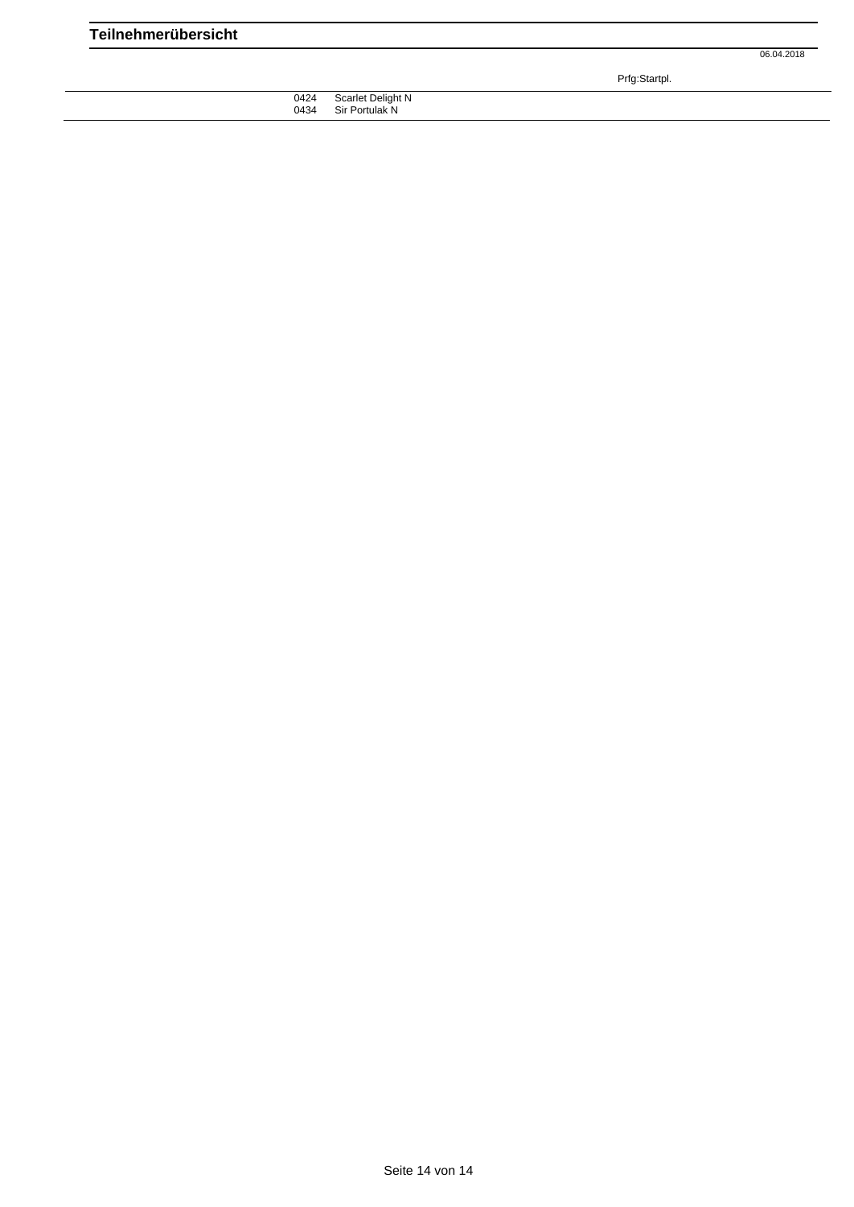# Teilnehmerübersicht

06.04.2018

Prfg:Startpl.

| | |
|---|---|
| 0424 | Scarlet Delight N |
| 0434 | Sir Portulak N |